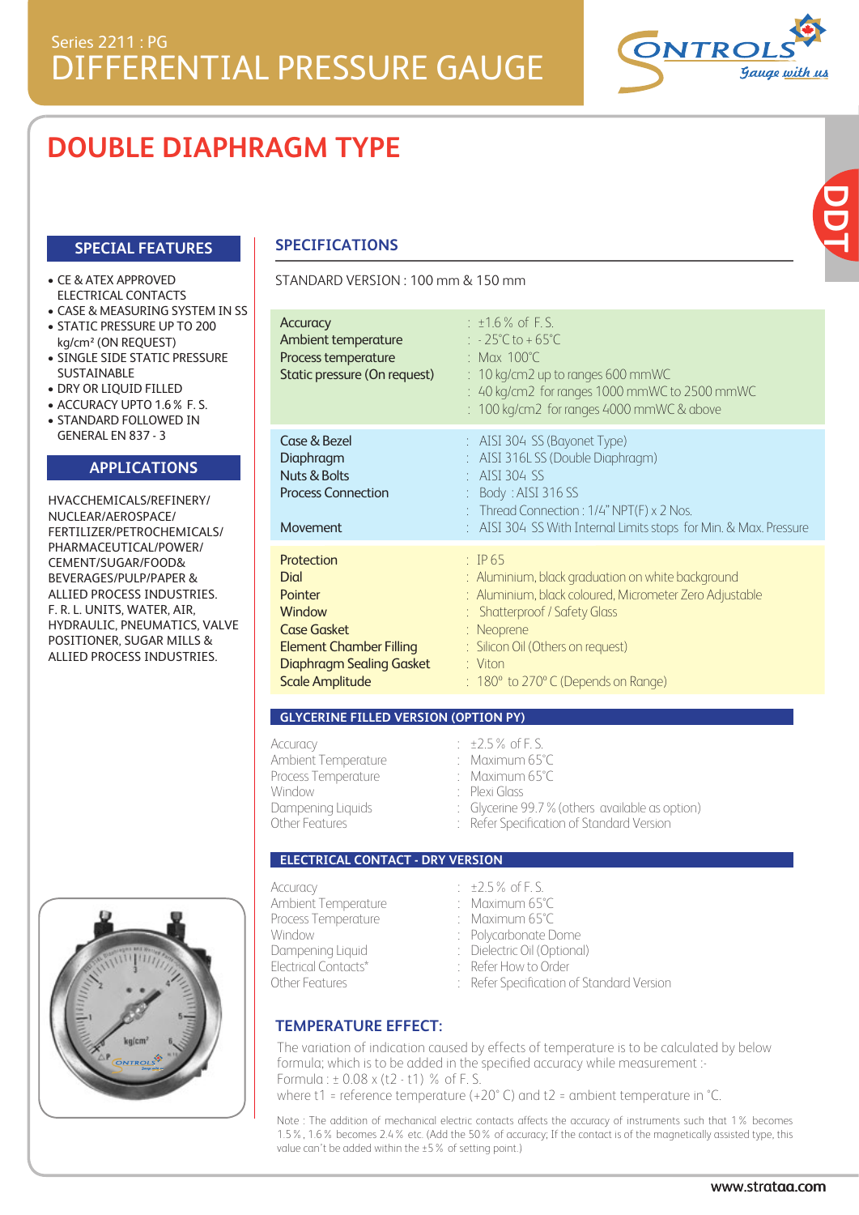Series 2211 : PG

# DIFFERENTIAL PRESSURE GAUGE

## DOUBLE DIAPHRAGM TYPE

DDT

### SPECIAL FEATURES

- CE & ATEX APPROVED ELECTRICAL CONTACTS
- CASE & MEASURING SYSTEM IN SS
- STATIC PRESSURE UP TO 200 kg/cm² (ON REQUEST)
- SINGLE SIDE STATIC PRESSURE SUSTAINABLE
- DRY OR LIQUID FILLED
- ACCURACY UPTO 1.6 % F. S.
- STANDARD FOLLOWED IN GENERAL EN 837 - 3

### APPLICATIONS

HVACCHEMICALS/REFINERY/NUCLEAR/AEROSPACE/FERTILIZER/PETROCHEMICALS/PHARMACEUTICAL/POWER/CEMENT/SUGAR/FOOD& BEVERAGES/PULP/PAPER & ALLIED PROCESS INDUSTRIES. F. R. L. UNITS, WATER, AIR, HYDRAULIC, PNEUMATICS, VALVE POSITIONER, SUGAR MILLS & ALLIED PROCESS INDUSTRIES.

### SPECIFICATIONS

STANDARD VERSION : 100 mm & 150 mm

| | |
|---|---|
| Accuracy | ±1.6 % of F. S. |
| Ambient temperature | - 25°C to + 65°C |
| Process temperature | Max 100°C |
| Static pressure (On request) | 10 kg/cm2 up to ranges 600 mmWC |
| | 40 kg/cm2 for ranges 1000 mmWC to 2500 mmWC |
| | 100 kg/cm2 for ranges 4000 mmWC & above |
| Case & Bezel | AISI 304 SS (Bayonet Type) |
| Diaphragm | AISI 316L SS (Double Diaphragm) |
| Nuts & Bolts | AISI 304 SS |
| Process Connection | Body : AISI 316 SS |
| | Thread Connection : 1/4" NPT(F) x 2 Nos. |
| Movement | AISI 304 SS With Internal Limits stops for Min. & Max. Pressure |
| Protection | IP 65 |
| Dial | Aluminium, black graduation on white background |
| Pointer | Aluminium, black coloured, Micrometer Zero Adjustable |
| Window | Shatterproof / Safety Glass |
| Case Gasket | Neoprene |
| Element Chamber Filling | Silicon Oil (Others on request) |
| Diaphragm Sealing Gasket | Viton |
| Scale Amplitude | 180° to 270° C (Depends on Range) |

### GLYCERINE FILLED VERSION (OPTION PY)

| | |
|---|---|
| Accuracy | ±2.5 % of F. S. |
| Ambient Temperature | Maximum 65°C |
| Process Temperature | Maximum 65°C |
| Window | Plexi Glass |
| Dampening Liquids | Glycerine 99.7 % (others available as option) |
| Other Features | Refer Specification of Standard Version |

### ELECTRICAL CONTACT - DRY VERSION

| | |
|---|---|
| Accuracy | ±2.5 % of F. S. |
| Ambient Temperature | Maximum 65°C |
| Process Temperature | Maximum 65°C |
| Window | Polycarbonate Dome |
| Dampening Liquid | Dielectric Oil (Optional) |
| Electrical Contacts* | Refer How to Order |
| Other Features | Refer Specification of Standard Version |

### TEMPERATURE EFFECT:

The variation of indication caused by effects of temperature is to be calculated by below formula; which is to be added in the specified accuracy while measurement :-

Formula : $\pm 0.08 \times (t_2 - t_1)$ % of F. S.

where $t_1$ = reference temperature (+20° C) and $t_2$ = ambient temperature in °C.

Note : The addition of mechanical electric contacts affects the accuracy of instruments such that 1 % becomes 1.5 %, 1.6 % becomes 2.4 % etc. (Add the 50 % of accuracy; If the contact is of the magnetically assisted type, this value can't be added within the ±5 % of setting point.)

www.strataa.com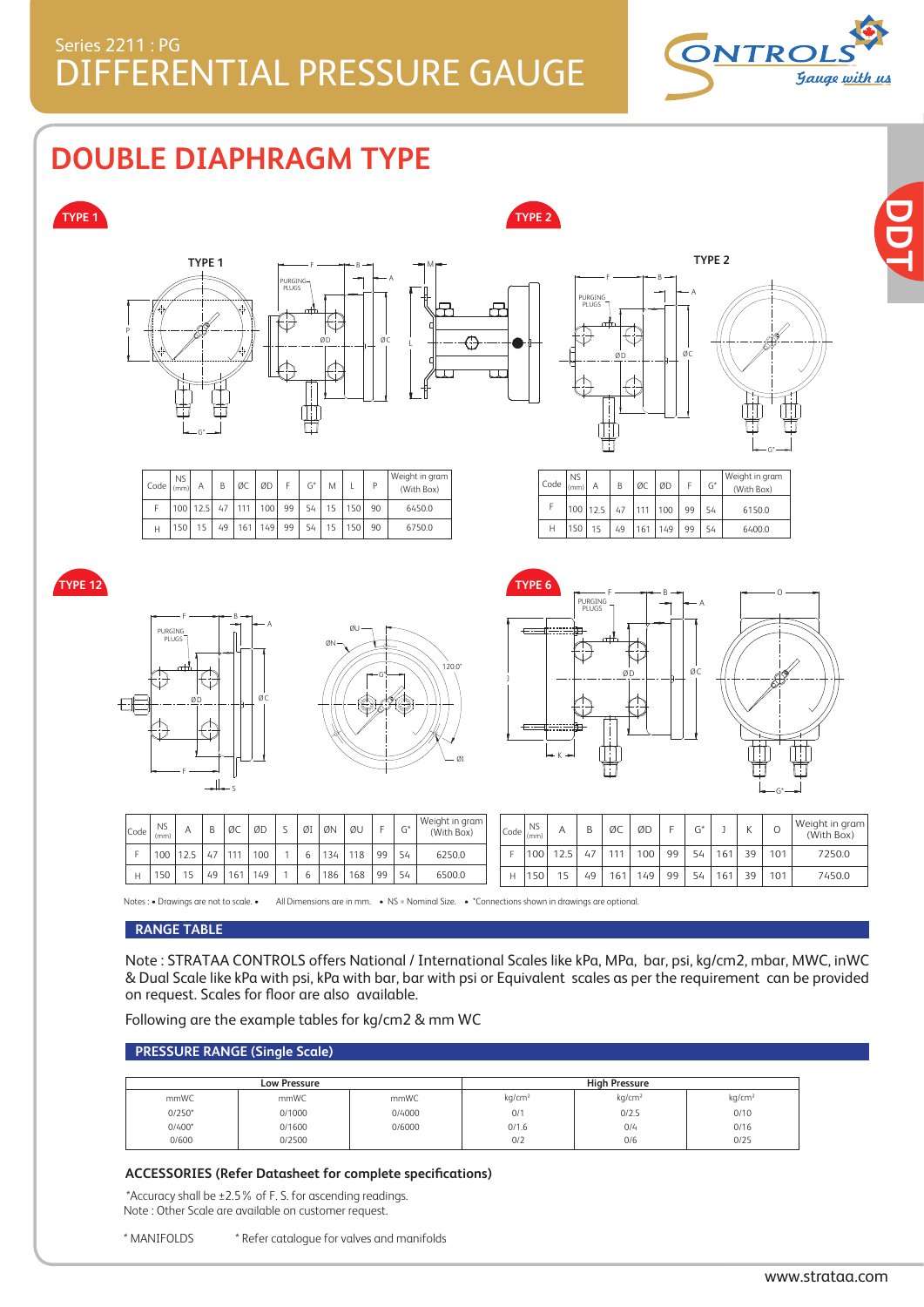Series 2211 : PG
# DIFFERENTIAL PRESSURE GAUGE

## DOUBLE DIAPHRAGM TYPE

### TYPE 1

| Code | NS (mm) | A | B | ØC | ØD | F | G* | M | L | P | Weight in gram (With Box) |
|---|---|---|---|---|---|---|---|---|---|---|---|
| F | 100 | 12.5 | 47 | 111 | 100 | 99 | 54 | 15 | 150 | 90 | 6450.0 |
| H | 150 | 15 | 49 | 161 | 149 | 99 | 54 | 15 | 150 | 90 | 6750.0 |

### TYPE 2

| Code | NS (mm) | A | B | ØC | ØD | F | G* | Weight in gram (With Box) |
|---|---|---|---|---|---|---|---|---|
| F | 100 | 12.5 | 47 | 111 | 100 | 99 | 54 | 6150.0 |
| H | 150 | 15 | 49 | 161 | 149 | 99 | 54 | 6400.0 |

### TYPE 12

| Code | NS (mm) | A | B | ØC | ØD | S | ØI | ØN | ØU | F | G* | Weight in gram (With Box) |
|---|---|---|---|---|---|---|---|---|---|---|---|---|
| F | 100 | 12.5 | 47 | 111 | 100 | 1 | 6 | 134 | 118 | 99 | 54 | 6250.0 |
| H | 150 | 15 | 49 | 161 | 149 | 1 | 6 | 186 | 168 | 99 | 54 | 6500.0 |

### TYPE 6

| Code | NS (mm) | A | B | ØC | ØD | F | G* | J | K | O | Weight in gram (With Box) |
|---|---|---|---|---|---|---|---|---|---|---|---|
| F | 100 | 12.5 | 47 | 111 | 100 | 99 | 54 | 161 | 39 | 101 | 7250.0 |
| H | 150 | 15 | 49 | 161 | 149 | 99 | 54 | 161 | 39 | 101 | 7450.0 |

Notes : • Drawings are not to scale. • All Dimensions are in mm. • NS = Nominal Size. • *Connections shown in drawings are optional.

## RANGE TABLE

Note : STRATAA CONTROLS offers National / International Scales like kPa, MPa, bar, psi, kg/cm2, mbar, MWC, inWC & Dual Scale like kPa with psi, kPa with bar, bar with psi or Equivalent scales as per the requirement can be provided on request. Scales for floor are also available.

Following are the example tables for kg/cm2 & mm WC

## PRESSURE RANGE (Single Scale)

| Low Pressure | | | High Pressure | | |
|---|---|---|---|---|---|
| mmWC | mmWC | mmWC | kg/cm² | kg/cm² | kg/cm² |
| 0/250* | 0/1000 | 0/4000 | 0/1 | 0/2.5 | 0/10 |
| 0/400* | 0/1600 | 0/6000 | 0/1.6 | 0/4 | 0/16 |
| 0/600 | 0/2500 | | 0/2 | 0/6 | 0/25 |

### ACCESSORIES (Refer Datasheet for complete specifications)

*Accuracy shall be ±2.5% of F. S. for ascending readings.
Note : Other Scale are available on customer request.

* MANIFOLDS   * Refer catalogue for valves and manifolds

www.strataa.com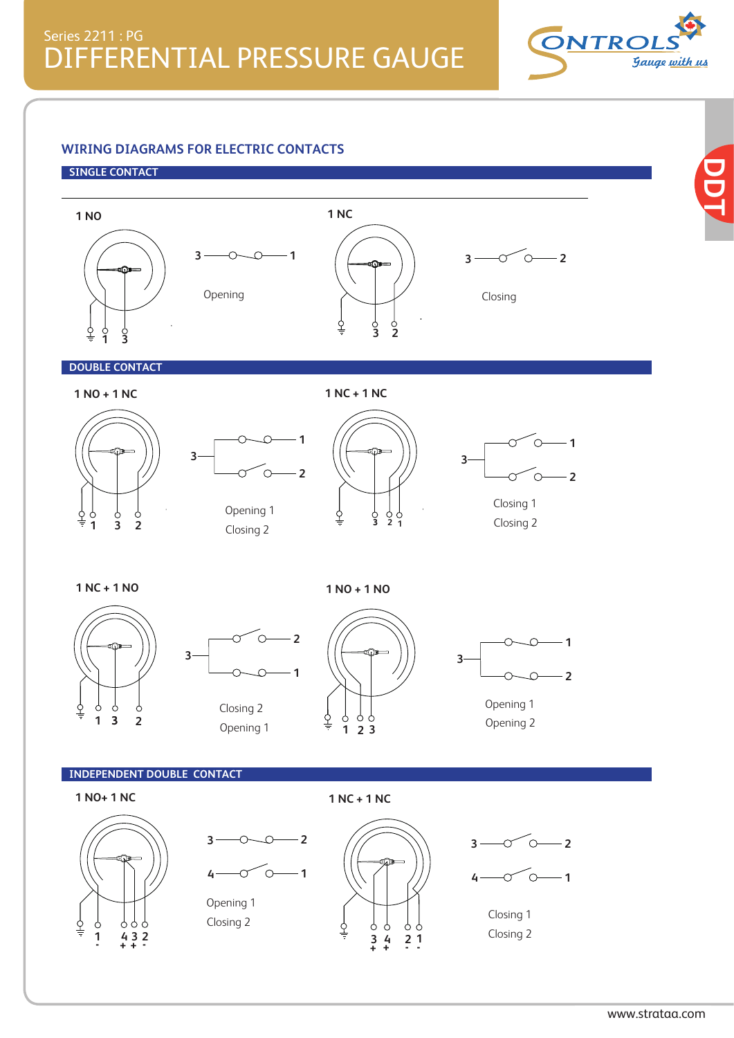Series 2211 : PG

# DIFFERENTIAL PRESSURE GAUGE

## WIRING DIAGRAMS FOR ELECTRIC CONTACTS

### SINGLE CONTACT

**1 NO**

1 3

3 — 1

Opening

**1 NC**

3 2

3 — 2

Closing

### DOUBLE CONTACT

**1 NO + 1 NC**

1 3 2

3 — 1, 2

Opening 1
Closing 2

**1 NC + 1 NC**

3 2 1

3 — 1, 2

Closing 1
Closing 2

**1 NC + 1 NO**

1 3 2

3 — 2, 1

Closing 2
Opening 1

**1 NO + 1 NO**

1 2 3

3 — 1, 2

Opening 1
Opening 2

### INDEPENDENT DOUBLE CONTACT

**1 NO+ 1 NC**

1 4 3 2
\- + + -

3 — 2
4 — 1

Opening 1
Closing 2

**1 NC + 1 NC**

3 4 2 1
\+ + - -

3 — 2
4 — 1

Closing 1
Closing 2

www.strataa.com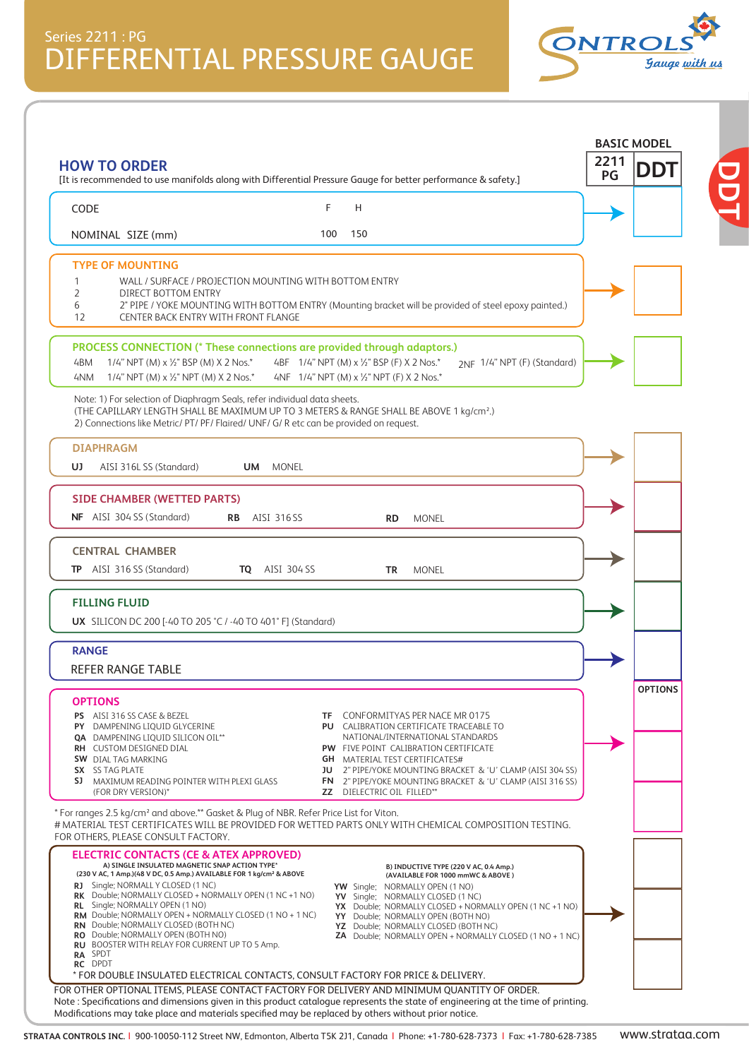Series 2211 : PG

# DIFFERENTIAL PRESSURE GAUGE

BASIC MODEL

| 2211 PG | DDT |
|---|---|

## HOW TO ORDER

[It is recommended to use manifolds along with Differential Pressure Gauge for better performance & safety.]

| CODE | F | H |
|---|---|---|
| NOMINAL SIZE (mm) | 100 | 150 |

### TYPE OF MOUNTING

| | |
|---|---|
| 1 | WALL / SURFACE / PROJECTION MOUNTING WITH BOTTOM ENTRY |
| 2 | DIRECT BOTTOM ENTRY |
| 6 | 2" PIPE / YOKE MOUNTING WITH BOTTOM ENTRY (Mounting bracket will be provided of steel epoxy painted.) |
| 12 | CENTER BACK ENTRY WITH FRONT FLANGE |

### PROCESS CONNECTION (* These connections are provided through adaptors.)

| | |
|---|---|
| 4BM | 1/4" NPT (M) x ½" BSP (M) X 2 Nos.* |
| 4BF | 1/4" NPT (M) x ½" BSP (F) X 2 Nos.* |
| 2NF | 1/4" NPT (F) (Standard) |
| 4NM | 1/4" NPT (M) x ½" NPT (M) X 2 Nos.* |
| 4NF | 1/4" NPT (M) x ½" NPT (F) X 2 Nos.* |

Note: 1) For selection of Diaphragm Seals, refer individual data sheets.
(THE CAPILLARY LENGTH SHALL BE MAXIMUM UP TO 3 METERS & RANGE SHALL BE ABOVE 1 kg/cm².)
2) Connections like Metric/ PT/ PF/ Flaired/ UNF/ G/ R etc can be provided on request.

### DIAPHRAGM

**UJ** AISI 316L SS (Standard) **UM** MONEL

### SIDE CHAMBER (WETTED PARTS)

**NF** AISI 304 SS (Standard) **RB** AISI 316 SS **RD** MONEL

### CENTRAL CHAMBER

**TP** AISI 316 SS (Standard) **TQ** AISI 304 SS **TR** MONEL

### FILLING FLUID

**UX** SILICON DC 200 [-40 TO 205 °C / -40 TO 401° F] (Standard)

### RANGE

REFER RANGE TABLE

### OPTIONS

| | |
|---|---|
| **PS** | AISI 316 SS CASE & BEZEL |
| **PY** | DAMPENING LIQUID GLYCERINE |
| **QA** | DAMPENING LIQUID SILICON OIL** |
| **RH** | CUSTOM DESIGNED DIAL |
| **SW** | DIAL TAG MARKING |
| **SX** | SS TAG PLATE |
| **SJ** | MAXIMUM READING POINTER WITH PLEXI GLASS (FOR DRY VERSION)* |
| **TF** | CONFORMITYAS PER NACE MR 0175 |
| **PU** | CALIBRATION CERTIFICATE TRACEABLE TO NATIONAL/INTERNATIONAL STANDARDS |
| **PW** | FIVE POINT CALIBRATION CERTIFICATE |
| **GH** | MATERIAL TEST CERTIFICATES# |
| **JU** | 2" PIPE/YOKE MOUNTING BRACKET & 'U' CLAMP (AISI 304 SS) |
| **FN** | 2" PIPE/YOKE MOUNTING BRACKET & 'U' CLAMP (AISI 316 SS) |
| **ZZ** | DIELECTRIC OIL FILLED** |

\* For ranges 2.5 kg/cm² and above.** Gasket & Plug of NBR. Refer Price List for Viton.
\# MATERIAL TEST CERTIFICATES WILL BE PROVIDED FOR WETTED PARTS ONLY WITH CHEMICAL COMPOSITION TESTING. FOR OTHERS, PLEASE CONSULT FACTORY.

### ELECTRIC CONTACTS (CE & ATEX APPROVED)

**A) SINGLE INSULATED MAGNETIC SNAP ACTION TYPE*** (230 V AC, 1 Amp.)(48 V DC, 0.5 Amp.) AVAILABLE FOR 1 kg/cm² & ABOVE

| | |
|---|---|
| **RJ** | Single; NORMALL Y CLOSED (1 NC) |
| **RK** | Double; NORMALLY CLOSED + NORMALLY OPEN (1 NC + 1 NO) |
| **RL** | Single; NORMALLY OPEN (1 NO) |
| **RM** | Double; NORMALLY OPEN + NORMALLY CLOSED (1 NO + 1 NC) |
| **RN** | Double; NORMALLY CLOSED (BOTH NC) |
| **RO** | Double; NORMALLY OPEN (BOTH NO) |
| **RU** | BOOSTER WITH RELAY FOR CURRENT UP TO 5 Amp. |
| **RA** | SPDT |
| **RC** | DPDT |

**B) INDUCTIVE TYPE (220 V AC, 0.4 Amp.)** (AVAILABLE FOR 1000 mmWC & ABOVE)

| | |
|---|---|
| **YW** | Single; NORMALLY OPEN (1 NO) |
| **YV** | Single; NORMALLY CLOSED (1 NC) |
| **YX** | Double; NORMALLY CLOSED + NORMALLY OPEN (1 NC +1 NO) |
| **YY** | Double; NORMALLY OPEN (BOTH NO) |
| **YZ** | Double; NORMALLY CLOSED (BOTH NC) |
| **ZA** | Double; NORMALLY OPEN + NORMALLY CLOSED (1 NO + 1 NC) |

\* FOR DOUBLE INSULATED ELECTRICAL CONTACTS, CONSULT FACTORY FOR PRICE & DELIVERY.

FOR OTHER OPTIONAL ITEMS, PLEASE CONTACT FACTORY FOR DELIVERY AND MINIMUM QUANTITY OF ORDER.
Note : Specifications and dimensions given in this product catalogue represents the state of engineering at the time of printing. Modifications may take place and materials specified may be replaced by others without prior notice.

STRATAA CONTROLS INC. | 900-10050-112 Street NW, Edmonton, Alberta T5K 2J1, Canada | Phone: +1-780-628-7373 | Fax: +1-780-628-7385 www.strataa.com